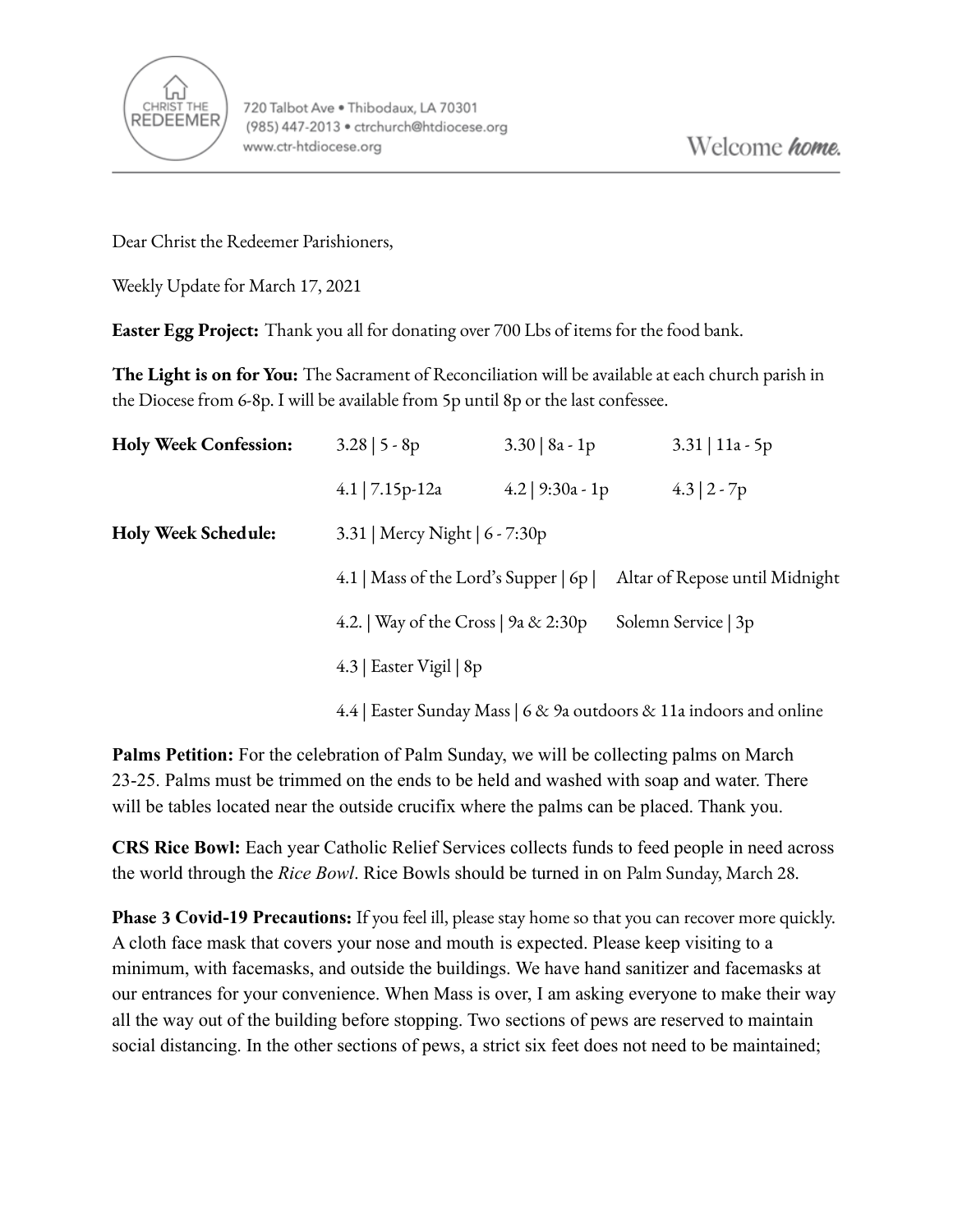720 Talbot Ave • Thibodaux, LA 70301
(985) 447-2013 • ctrchurch@htdiocese.org
www.ctr-htdiocese.org

Welcome *home.*

Dear Christ the Redeemer Parishioners,

Weekly Update for March 17, 2021

**Easter Egg Project:** Thank you all for donating over 700 Lbs of items for the food bank.

**The Light is on for You:** The Sacrament of Reconciliation will be available at each church parish in the Diocese from 6-8p. I will be available from 5p until 8p or the last confessee.

| | | | |
|---|---|---|---|
| **Holy Week Confession:** | 3.28 \| 5 - 8p | 3.30 \| 8a - 1p | 3.31 \| 11a - 5p |
| | 4.1 \| 7.15p-12a | 4.2 \| 9:30a - 1p | 4.3 \| 2 - 7p |

**Holy Week Schedule:**

- 3.31 | Mercy Night | 6 - 7:30p
- 4.1 | Mass of the Lord's Supper | 6p | Altar of Repose until Midnight
- 4.2. | Way of the Cross | 9a & 2:30p Solemn Service | 3p
- 4.3 | Easter Vigil | 8p
- 4.4 | Easter Sunday Mass | 6 & 9a outdoors & 11a indoors and online

**Palms Petition:** For the celebration of Palm Sunday, we will be collecting palms on March 23-25. Palms must be trimmed on the ends to be held and washed with soap and water. There will be tables located near the outside crucifix where the palms can be placed. Thank you.

**CRS Rice Bowl:** Each year Catholic Relief Services collects funds to feed people in need across the world through the *Rice Bowl*. Rice Bowls should be turned in on Palm Sunday, March 28.

**Phase 3 Covid-19 Precautions:** If you feel ill, please stay home so that you can recover more quickly. A cloth face mask that covers your nose and mouth is expected. Please keep visiting to a minimum, with facemasks, and outside the buildings. We have hand sanitizer and facemasks at our entrances for your convenience. When Mass is over, I am asking everyone to make their way all the way out of the building before stopping. Two sections of pews are reserved to maintain social distancing. In the other sections of pews, a strict six feet does not need to be maintained;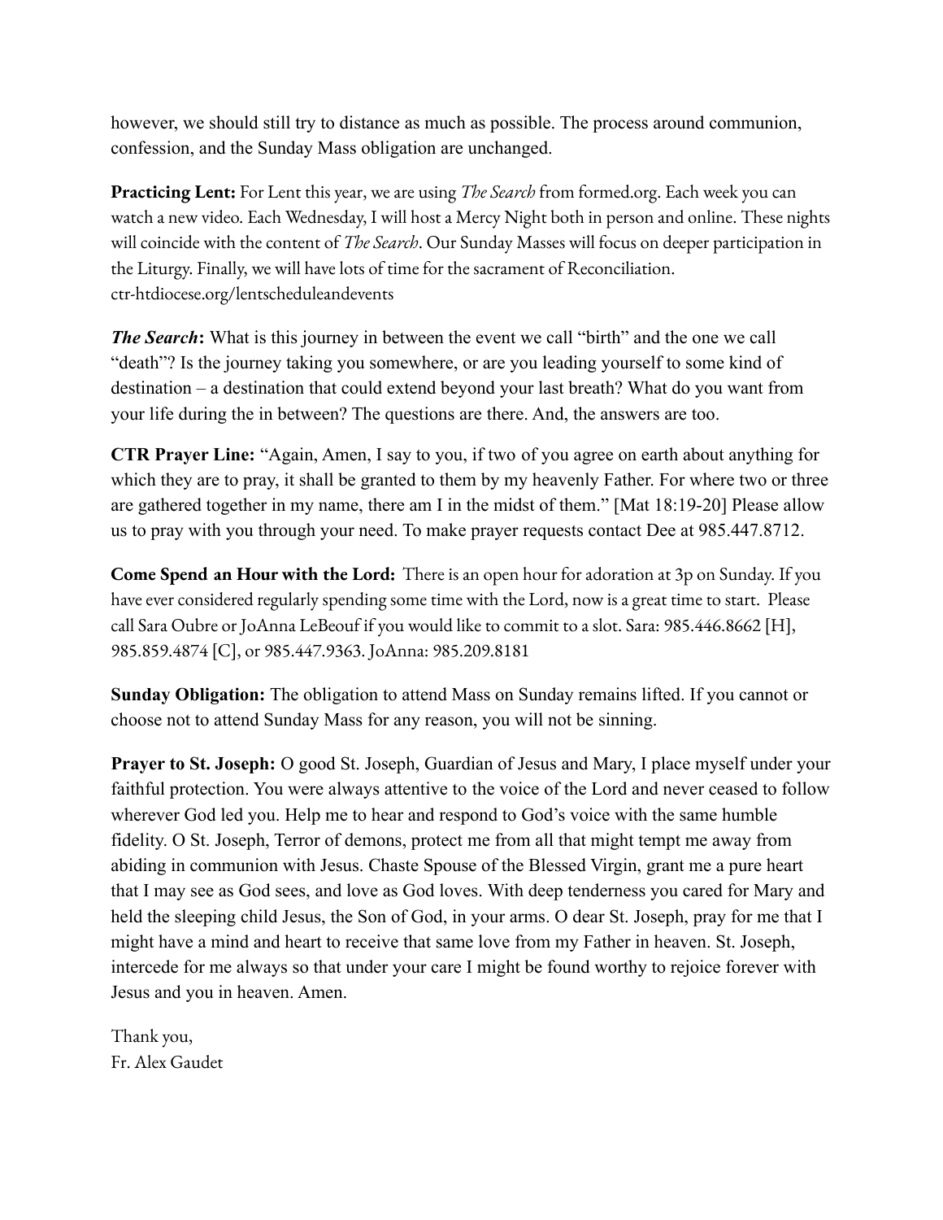however, we should still try to distance as much as possible. The process around communion, confession, and the Sunday Mass obligation are unchanged.

**Practicing Lent:** For Lent this year, we are using *The Search* from formed.org. Each week you can watch a new video. Each Wednesday, I will host a Mercy Night both in person and online. These nights will coincide with the content of *The Search*. Our Sunday Masses will focus on deeper participation in the Liturgy. Finally, we will have lots of time for the sacrament of Reconciliation. ctr-htdiocese.org/lentscheduleandevents

***The Search*:** What is this journey in between the event we call "birth" and the one we call "death"? Is the journey taking you somewhere, or are you leading yourself to some kind of destination – a destination that could extend beyond your last breath? What do you want from your life during the in between? The questions are there. And, the answers are too.

**CTR Prayer Line:** "Again, Amen, I say to you, if two of you agree on earth about anything for which they are to pray, it shall be granted to them by my heavenly Father. For where two or three are gathered together in my name, there am I in the midst of them." [Mat 18:19-20] Please allow us to pray with you through your need. To make prayer requests contact Dee at 985.447.8712.

**Come Spend an Hour with the Lord:** There is an open hour for adoration at 3p on Sunday. If you have ever considered regularly spending some time with the Lord, now is a great time to start. Please call Sara Oubre or JoAnna LeBeouf if you would like to commit to a slot. Sara: 985.446.8662 [H], 985.859.4874 [C], or 985.447.9363. JoAnna: 985.209.8181

**Sunday Obligation:** The obligation to attend Mass on Sunday remains lifted. If you cannot or choose not to attend Sunday Mass for any reason, you will not be sinning.

**Prayer to St. Joseph:** O good St. Joseph, Guardian of Jesus and Mary, I place myself under your faithful protection. You were always attentive to the voice of the Lord and never ceased to follow wherever God led you. Help me to hear and respond to God's voice with the same humble fidelity. O St. Joseph, Terror of demons, protect me from all that might tempt me away from abiding in communion with Jesus. Chaste Spouse of the Blessed Virgin, grant me a pure heart that I may see as God sees, and love as God loves. With deep tenderness you cared for Mary and held the sleeping child Jesus, the Son of God, in your arms. O dear St. Joseph, pray for me that I might have a mind and heart to receive that same love from my Father in heaven. St. Joseph, intercede for me always so that under your care I might be found worthy to rejoice forever with Jesus and you in heaven. Amen.

Thank you,
Fr. Alex Gaudet